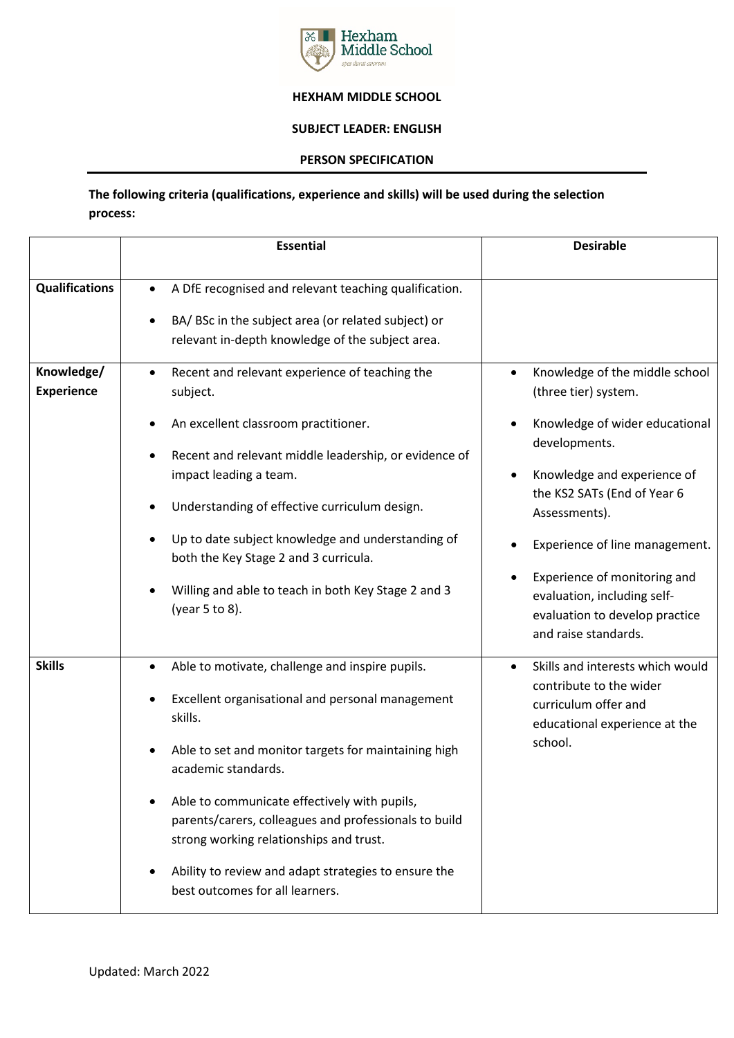# HEXHAM MIDDLE SCHOOL

## SUBJECT LEADER: ENGLISH

## PERSON SPECIFICATION

**The following criteria (qualifications, experience and skills) will be used during the selection process:**

| | Essential | Desirable |
|---|---|---|
| **Qualifications** | • A DfE recognised and relevant teaching qualification.<br>• BA/ BSc in the subject area (or related subject) or relevant in-depth knowledge of the subject area. | |
| **Knowledge/ Experience** | • Recent and relevant experience of teaching the subject.<br>• An excellent classroom practitioner.<br>• Recent and relevant middle leadership, or evidence of impact leading a team.<br>• Understanding of effective curriculum design.<br>• Up to date subject knowledge and understanding of both the Key Stage 2 and 3 curricula.<br>• Willing and able to teach in both Key Stage 2 and 3 (year 5 to 8). | • Knowledge of the middle school (three tier) system.<br>• Knowledge of wider educational developments.<br>• Knowledge and experience of the KS2 SATs (End of Year 6 Assessments).<br>• Experience of line management.<br>• Experience of monitoring and evaluation, including self-evaluation to develop practice and raise standards. |
| **Skills** | • Able to motivate, challenge and inspire pupils.<br>• Excellent organisational and personal management skills.<br>• Able to set and monitor targets for maintaining high academic standards.<br>• Able to communicate effectively with pupils, parents/carers, colleagues and professionals to build strong working relationships and trust.<br>• Ability to review and adapt strategies to ensure the best outcomes for all learners. | • Skills and interests which would contribute to the wider curriculum offer and educational experience at the school. |

Updated: March 2022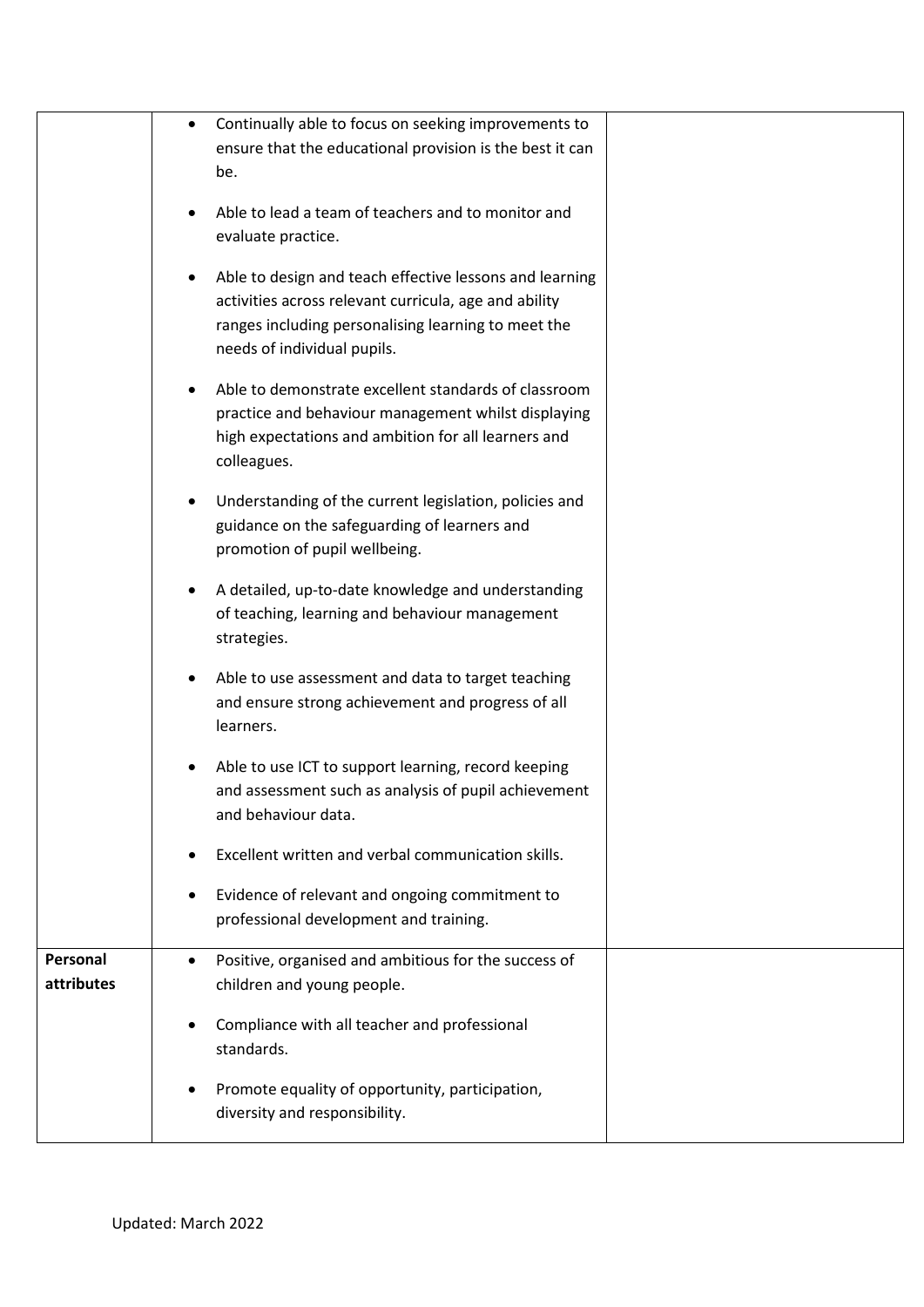| | | |
|---|---|---|
| | • Continually able to focus on seeking improvements to ensure that the educational provision is the best it can be.<br><br>• Able to lead a team of teachers and to monitor and evaluate practice.<br><br>• Able to design and teach effective lessons and learning activities across relevant curricula, age and ability ranges including personalising learning to meet the needs of individual pupils.<br><br>• Able to demonstrate excellent standards of classroom practice and behaviour management whilst displaying high expectations and ambition for all learners and colleagues.<br><br>• Understanding of the current legislation, policies and guidance on the safeguarding of learners and promotion of pupil wellbeing.<br><br>• A detailed, up-to-date knowledge and understanding of teaching, learning and behaviour management strategies.<br><br>• Able to use assessment and data to target teaching and ensure strong achievement and progress of all learners.<br><br>• Able to use ICT to support learning, record keeping and assessment such as analysis of pupil achievement and behaviour data.<br><br>• Excellent written and verbal communication skills.<br><br>• Evidence of relevant and ongoing commitment to professional development and training. | |
| **Personal attributes** | • Positive, organised and ambitious for the success of children and young people.<br><br>• Compliance with all teacher and professional standards.<br><br>• Promote equality of opportunity, participation, diversity and responsibility. | |

Updated: March 2022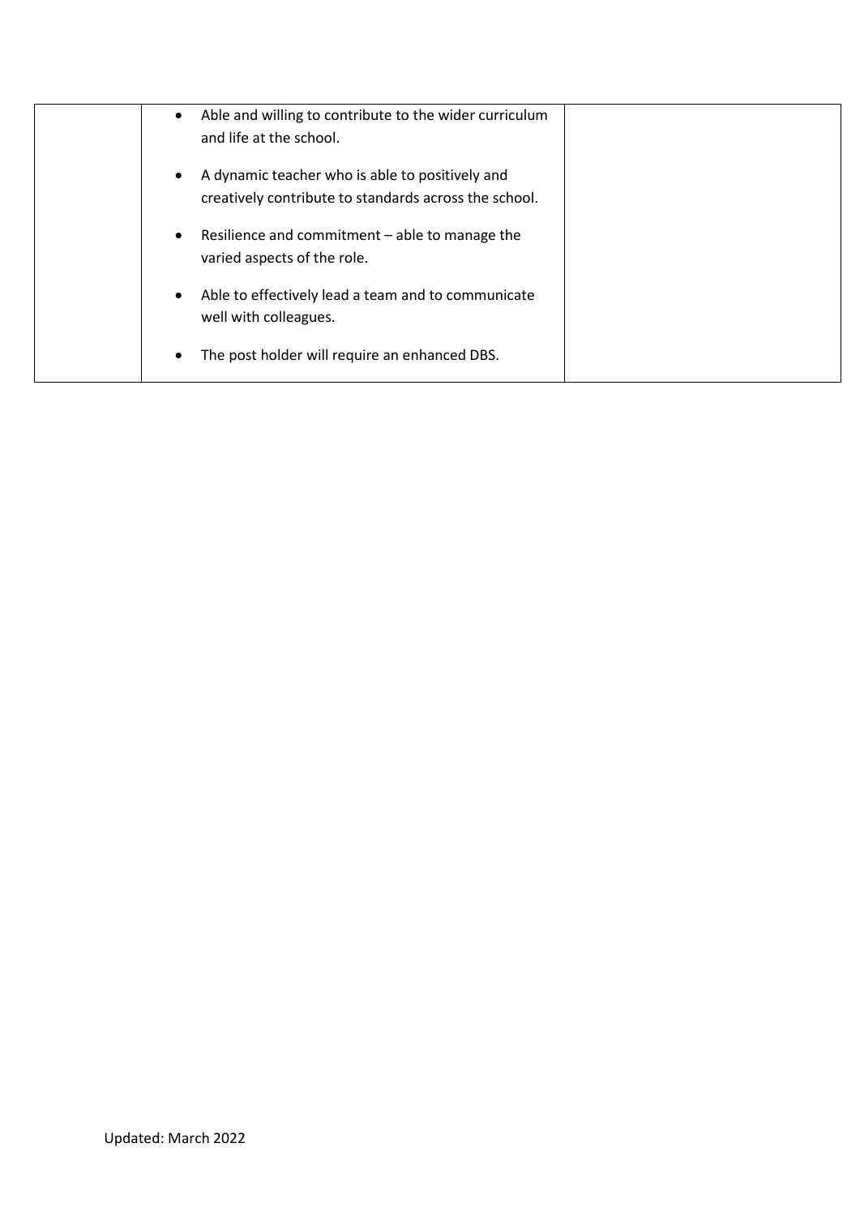| | | |
|---|---|---|
| | • Able and willing to contribute to the wider curriculum and life at the school.<br><br>• A dynamic teacher who is able to positively and creatively contribute to standards across the school.<br><br>• Resilience and commitment – able to manage the varied aspects of the role.<br><br>• Able to effectively lead a team and to communicate well with colleagues.<br><br>• The post holder will require an enhanced DBS. | |

Updated: March 2022